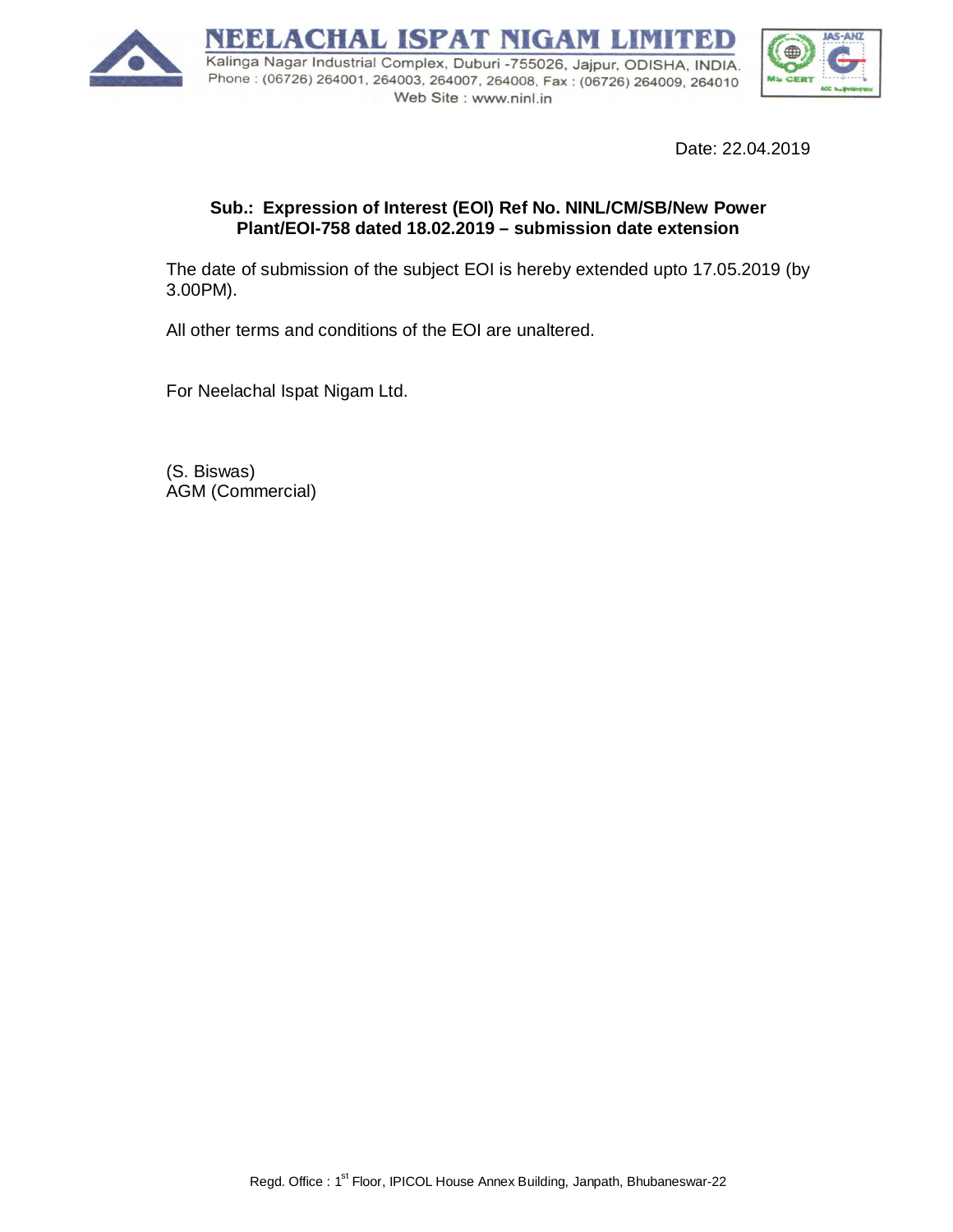# NEELACHAL ISPAT NIGAM LIMITED

Kalinga Nagar Industrial Complex, Duburi -755026, Jajpur, ODISHA, INDIA.
Phone : (06726) 264001, 264003, 264007, 264008, Fax : (06726) 264009, 264010
Web Site : www.ninl.in

Date: 22.04.2019

**Sub.: Expression of Interest (EOI) Ref No. NINL/CM/SB/New Power Plant/EOI-758 dated 18.02.2019 – submission date extension**

The date of submission of the subject EOI is hereby extended upto 17.05.2019 (by 3.00PM).

All other terms and conditions of the EOI are unaltered.

For Neelachal Ispat Nigam Ltd.

(S. Biswas)
AGM (Commercial)

Regd. Office : 1st Floor, IPICOL House Annex Building, Janpath, Bhubaneswar-22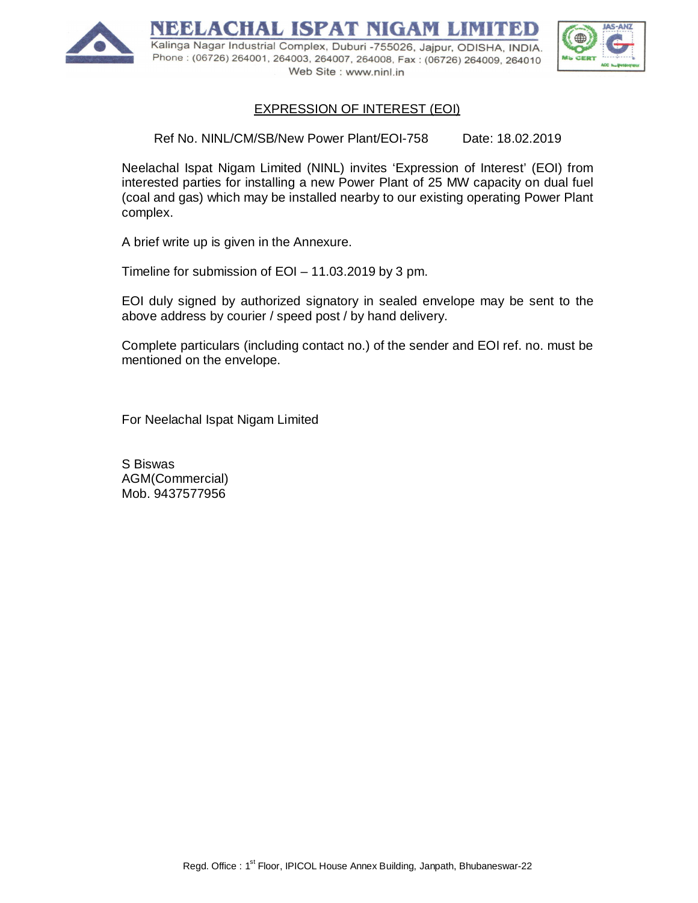# NEELACHAL ISPAT NIGAM LIMITED

Kalinga Nagar Industrial Complex, Duburi -755026, Jajpur, ODISHA, INDIA.
Phone : (06726) 264001, 264003, 264007, 264008, Fax : (06726) 264009, 264010
Web Site : www.ninl.in

## EXPRESSION OF INTEREST (EOI)

Ref No. NINL/CM/SB/New Power Plant/EOI-758 Date: 18.02.2019

Neelachal Ispat Nigam Limited (NINL) invites 'Expression of Interest' (EOI) from interested parties for installing a new Power Plant of 25 MW capacity on dual fuel (coal and gas) which may be installed nearby to our existing operating Power Plant complex.

A brief write up is given in the Annexure.

Timeline for submission of EOI – 11.03.2019 by 3 pm.

EOI duly signed by authorized signatory in sealed envelope may be sent to the above address by courier / speed post / by hand delivery.

Complete particulars (including contact no.) of the sender and EOI ref. no. must be mentioned on the envelope.

For Neelachal Ispat Nigam Limited

S Biswas
AGM(Commercial)
Mob. 9437577956

Regd. Office : 1st Floor, IPICOL House Annex Building, Janpath, Bhubaneswar-22